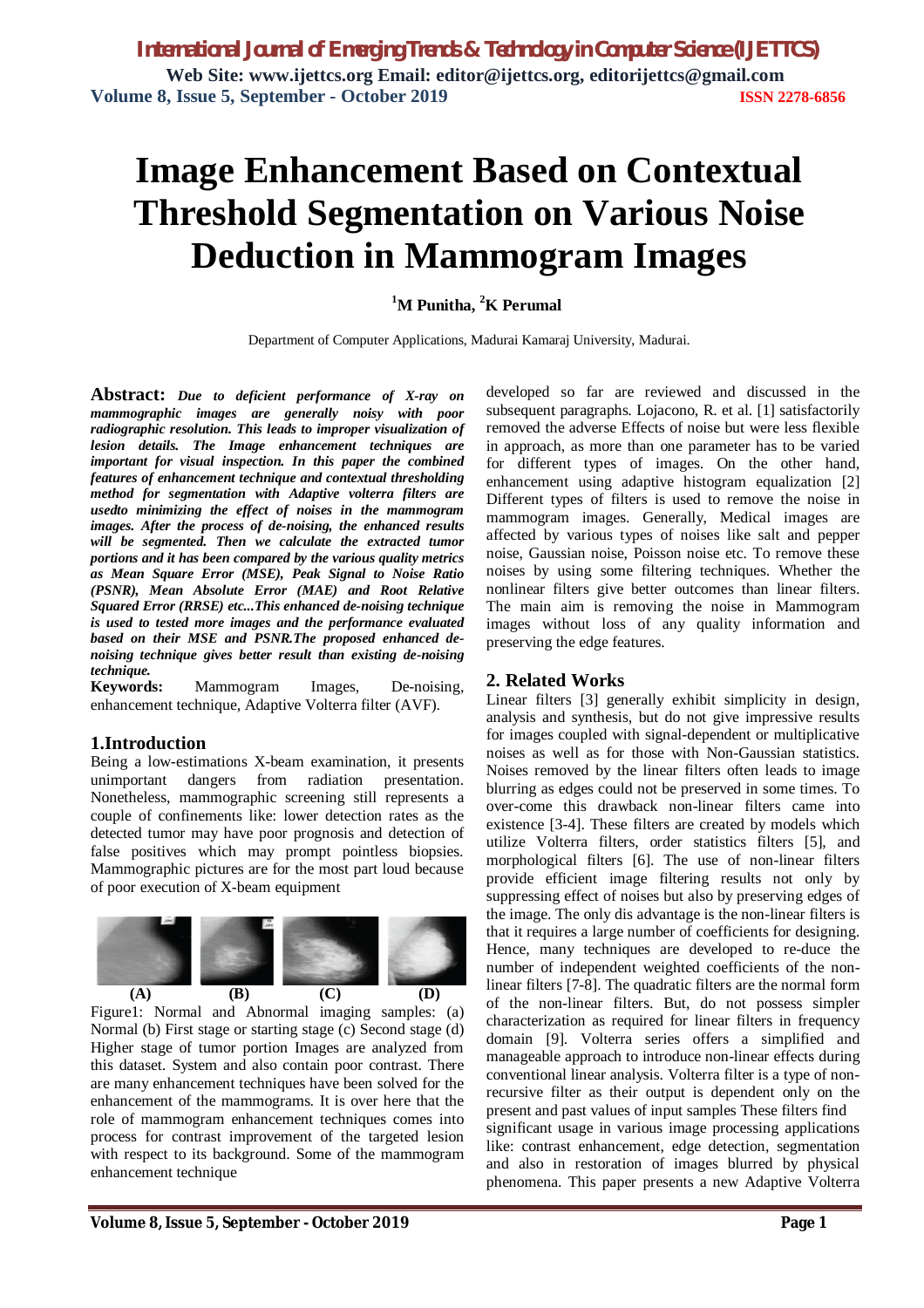# Image Enhancement Based on Contextual Threshold Segmentation on Various Noise Deduction in Mammogram Images

**[1]M Punitha, [2]K Perumal**

Department of Computer Applications, Madurai Kamaraj University, Madurai.

**Abstract:** ***Due to deficient performance of X-ray on mammographic images are generally noisy with poor radiographic resolution. This leads to improper visualization of lesion details. The Image enhancement techniques are important for visual inspection. In this paper the combined features of enhancement technique and contextual thresholding method for segmentation with Adaptive volterra filters are usedto minimizing the effect of noises in the mammogram images. After the process of de-noising, the enhanced results will be segmented. Then the extracted tumor portions and it has been compared by the various quality metrics as Mean Square Error (MSE), Peak Signal to Noise Ratio (PSNR), Mean Absolute Error (MAE) and Root Relative Squared Error (RRSE) etc...This enhanced de-noising technique is used to tested more images and the performance evaluated based on their MSE and PSNR.The proposed enhanced de-noising technique gives better result than existing de-noising technique.***

**Keywords:** Mammogram Images, De-noising, enhancement technique, Adaptive Volterra filter (AVF).

## 1.Introduction

Being a low-estimations X-beam examination, it presents unimportant dangers from radiation presentation. Nonetheless, mammographic screening still represents a couple of confinements like: lower detection rates as the detected tumor may have poor prognosis and detection of false positives which may prompt pointless biopsies. Mammographic pictures are for the most part loud because of poor execution of X-beam equipment

**(A) (B) (C) (D)**

Figure1: Normal and Abnormal imaging samples: (a) Normal (b) First stage or starting stage (c) Second stage (d) Higher stage of tumor portion Images are analyzed from this dataset. System and also contain poor contrast. There are many enhancement techniques have been solved for the enhancement of the mammograms. It is over here that the role of mammogram enhancement techniques comes into process for contrast improvement of the targeted lesion with respect to its background. Some of the mammogram enhancement technique developed so far are reviewed and discussed in the subsequent paragraphs. Lojacono, R. et al. [1] satisfactorily removed the adverse Effects of noise but were less flexible in approach, as more than one parameter has to be varied for different types of images. On the other hand, enhancement using adaptive histogram equalization [2] Different types of filters is used to remove the noise in mammogram images. Generally, Medical images are affected by various types of noises like salt and pepper noise, Gaussian noise, Poisson noise etc. To remove these noises by using some filtering techniques. Whether the nonlinear filters give better outcomes than linear filters. The main aim is removing the noise in Mammogram images without loss of any quality information and preserving the edge features.

## 2. Related Works

Linear filters [3] generally exhibit simplicity in design, analysis and synthesis, but do not give impressive results for images coupled with signal-dependent or multiplicative noises as well as for those with Non-Gaussian statistics. Noises removed by the linear filters often leads to image blurring as edges could not be preserved in some times. To over-come this drawback non-linear filters came into existence [3-4]. These filters are created by models which utilize Volterra filters, order statistics filters [5], and morphological filters [6]. The use of non-linear filters provide efficient image filtering results not only by suppressing effect of noises but also by preserving edges of the image. The only dis advantage is the non-linear filters is that it requires a large number of coefficients for designing. Hence, many techniques are developed to re-duce the number of independent weighted coefficients of the non-linear filters [7-8]. The quadratic filters are the normal form of the non-linear filters. But, do not possess simpler characterization as required for linear filters in frequency domain [9]. Volterra series offers a simplified and manageable approach to introduce non-linear effects during conventional linear analysis. Volterra filter is a type of non-recursive filter as their output is dependent only on the present and past values of input samples These filters find significant usage in various image processing applications like: contrast enhancement, edge detection, segmentation and also in restoration of images blurred by physical phenomena. This paper presents a new Adaptive Volterra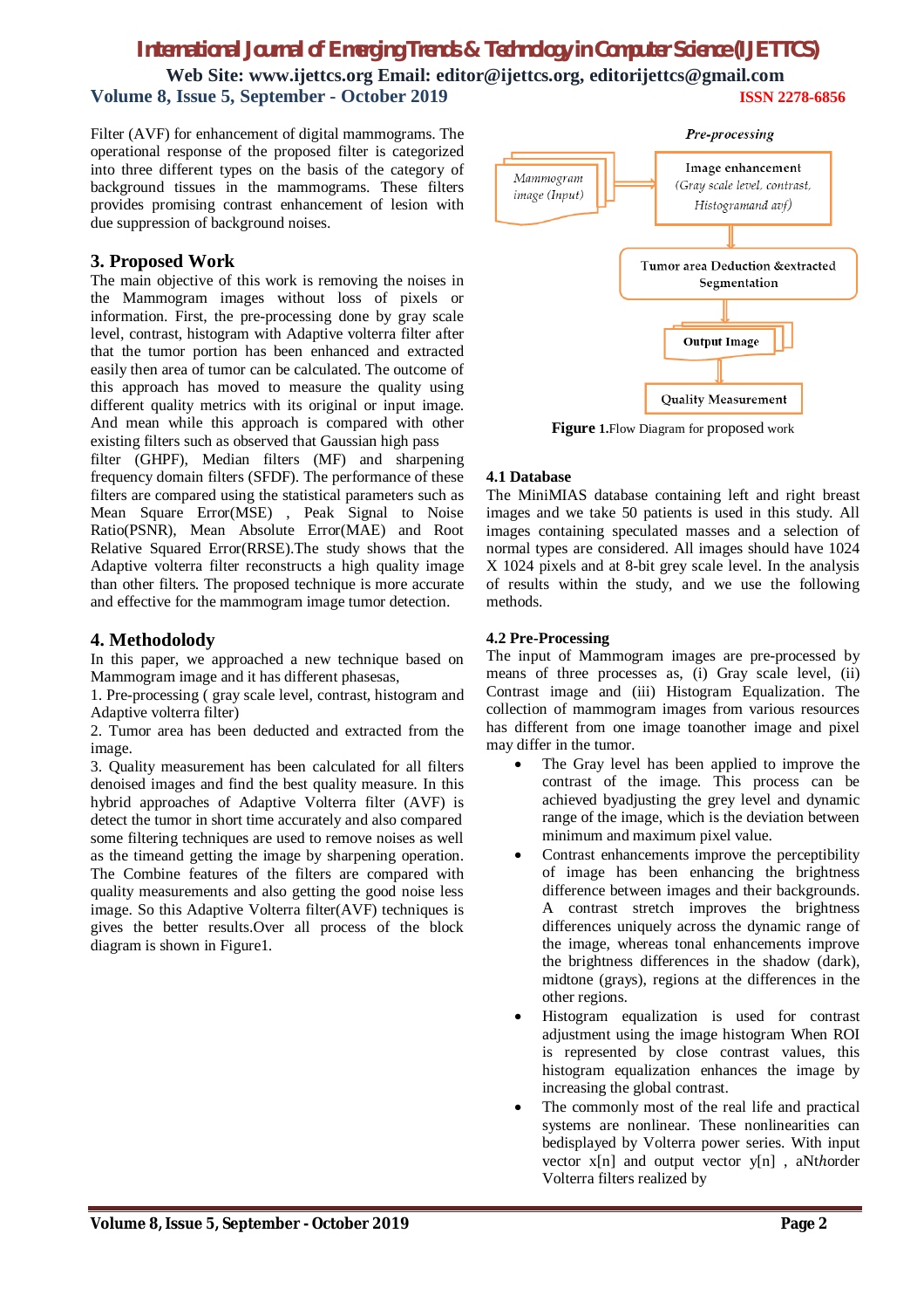Filter (AVF) for enhancement of digital mammograms. The operational response of the proposed filter is categorized into three different types on the basis of the category of background tissues in the mammograms. These filters provides promising contrast enhancement of lesion with due suppression of background noises.

## 3. Proposed Work

The main objective of this work is removing the noises in the Mammogram images without loss of pixels or information. First, the pre-processing done by gray scale level, contrast, histogram with Adaptive volterra filter after that the tumor portion has been enhanced and extracted easily then area of tumor can be calculated. The outcome of this approach has moved to measure the quality using different quality metrics with its original or input image. And mean while this approach is compared with other existing filters such as observed that Gaussian high pass filter (GHPF), Median filters (MF) and sharpening frequency domain filters (SFDF). The performance of these filters are compared using the statistical parameters such as Mean Square Error(MSE) , Peak Signal to Noise Ratio(PSNR), Mean Absolute Error(MAE) and Root Relative Squared Error(RRSE).The study shows that the Adaptive volterra filter reconstructs a high quality image than other filters. The proposed technique is more accurate and effective for the mammogram image tumor detection.

## 4. Methodolody

In this paper, we approached a new technique based on Mammogram image and it has different phasesas,

1. Pre-processing ( gray scale level, contrast, histogram and Adaptive volterra filter)
2. Tumor area has been deducted and extracted from the image.
3. Quality measurement has been calculated for all filters denoised images and find the best quality measure. In this hybrid approaches of Adaptive Volterra filter (AVF) is detect the tumor in short time accurately and also compared some filtering techniques are used to remove noises as well as the timeand getting the image by sharpening operation. The Combine features of the filters are compared with quality measurements and also getting the good noise less image. So this Adaptive Volterra filter(AVF) techniques is gives the better results.Over all process of the block diagram is shown in Figure1.

*Pre-processing*

Mammogram image (Input) → Image enhancement (Gray scale level, contrast, Histogramand avf) → Tumor area Deduction &extracted Segmentation → Output Image → Quality Measurement

**Figure 1.**Flow Diagram for proposed work

### 4.1 Database

The MiniMIAS database containing left and right breast images and we take 50 patients is used in this study. All images containing speculated masses and a selection of normal types are considered. All images should have 1024 X 1024 pixels and at 8-bit grey scale level. In the analysis of results within the study, and we use the following methods.

### 4.2 Pre-Processing

The input of Mammogram images are pre-processed by means of three processes as, (i) Gray scale level, (ii) Contrast image and (iii) Histogram Equalization. The collection of mammogram images from various resources has different from one image toanother image and pixel may differ in the tumor.

- The Gray level has been applied to improve the contrast of the image. This process can be achieved byadjusting the grey level and dynamic range of the image, which is the deviation between minimum and maximum pixel value.
- Contrast enhancements improve the perceptibility of image has been enhancing the brightness difference between images and their backgrounds. A contrast stretch improves the brightness differences uniquely across the dynamic range of the image, whereas tonal enhancements improve the brightness differences in the shadow (dark), midtone (grays), regions at the differences in the other regions.
- Histogram equalization is used for contrast adjustment using the image histogram When ROI is represented by close contrast values, this histogram equalization enhances the image by increasing the global contrast.
- The commonly most of the real life and practical systems are nonlinear. These nonlinearities can bedisplayed by Volterra power series. With input vector x[n] and output vector y[n] , aN*th*order Volterra filters realized by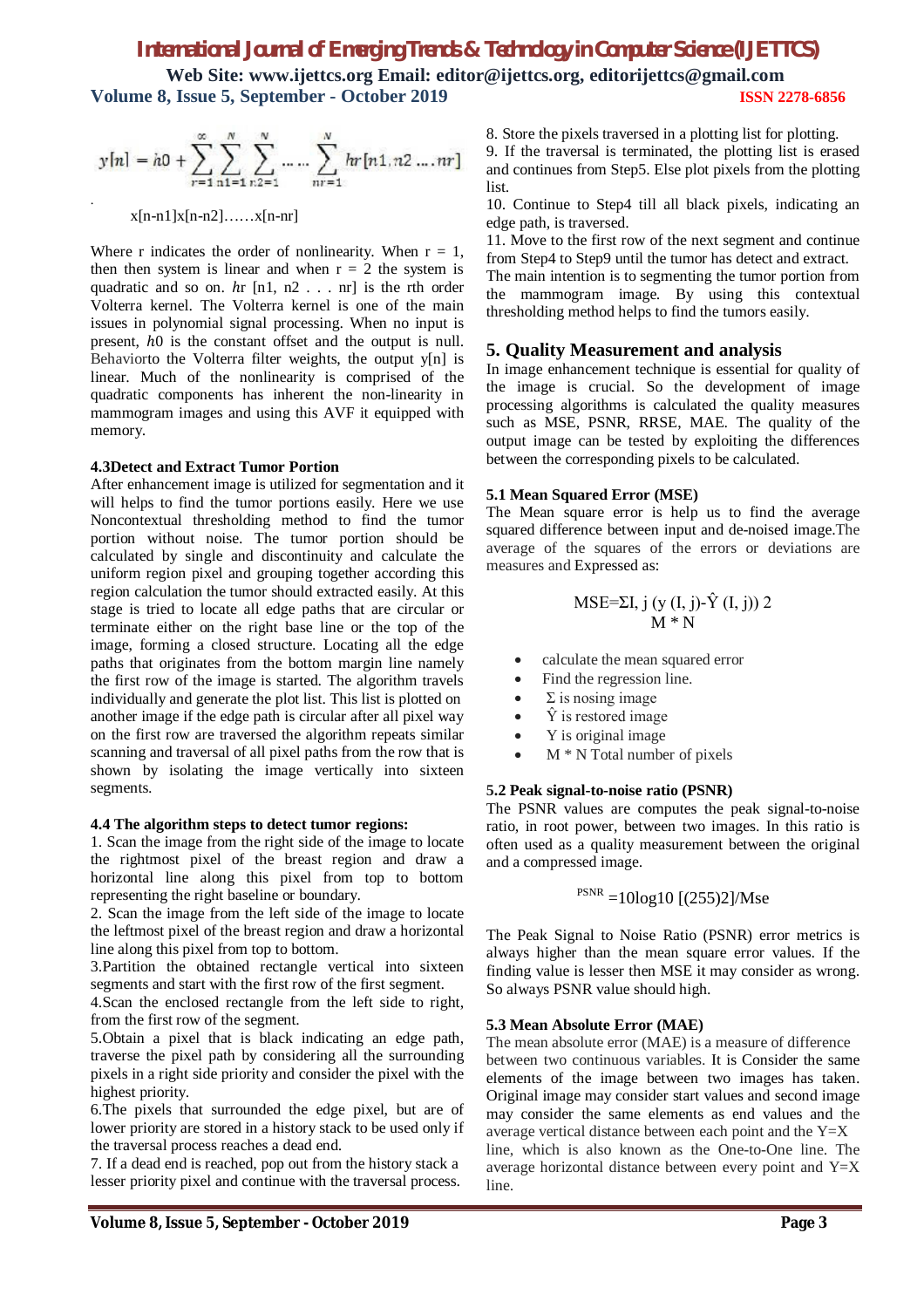$$y[n] = h0 + \sum_{r=1}^{\infty} \sum_{n1=1}^{N} \sum_{n2=1}^{N} \dots\dots \sum_{nr=1}^{N} hr[n1, n2 \dots nr]$$

x[n-n1]x[n-n2]……x[n-nr]

Where r indicates the order of nonlinearity. When r = 1, then then system is linear and when r = 2 the system is quadratic and so on. *hr* [n1, n2 . . . nr] is the rth order Volterra kernel. The Volterra kernel is one of the main issues in polynomial signal processing. When no input is present, *h*0 is the constant offset and the output is null. Behaviorto the Volterra filter weights, the output y[n] is linear. Much of the nonlinearity is comprised of the quadratic components has inherent the non-linearity in mammogram images and using this AVF it equipped with memory.

### 4.3Detect and Extract Tumor Portion

After enhancement image is utilized for segmentation and it will helps to find the tumor portions easily. Here we use Noncontextual thresholding method to find the tumor portion without noise. The tumor portion should be calculated by single and discontinuity and calculate the uniform region pixel and grouping together according this region calculation the tumor should extracted easily. At this stage is tried to locate all edge paths that are circular or terminate either on the right base line or the top of the image, forming a closed structure. Locating all the edge paths that originates from the bottom margin line namely the first row of the image is started. The algorithm travels individually and generate the plot list. This list is plotted on another image if the edge path is circular after all pixel way on the first row are traversed the algorithm repeats similar scanning and traversal of all pixel paths from the row that is shown by isolating the image vertically into sixteen segments.

### 4.4 The algorithm steps to detect tumor regions:

1. Scan the image from the right side of the image to locate the rightmost pixel of the breast region and draw a horizontal line along this pixel from top to bottom representing the right baseline or boundary.
2. Scan the image from the left side of the image to locate the leftmost pixel of the breast region and draw a horizontal line along this pixel from top to bottom.
3.Partition the obtained rectangle vertical into sixteen segments and start with the first row of the first segment.
4.Scan the enclosed rectangle from the left side to right, from the first row of the segment.
5.Obtain a pixel that is black indicating an edge path, traverse the pixel path by considering all the surrounding pixels in a right side priority and consider the pixel with the highest priority.
6.The pixels that surrounded the edge pixel, but are of lower priority are stored in a history stack to be used only if the traversal process reaches a dead end.
7. If a dead end is reached, pop out from the history stack a lesser priority pixel and continue with the traversal process.
8. Store the pixels traversed in a plotting list for plotting.
9. If the traversal is terminated, the plotting list is erased and continues from Step5. Else plot pixels from the plotting list.
10. Continue to Step4 till all black pixels, indicating an edge path, is traversed.
11. Move to the first row of the next segment and continue from Step4 to Step9 until the tumor has detect and extract.

The main intention is to segmenting the tumor portion from the mammogram image. By using this contextual thresholding method helps to find the tumors easily.

## 5. Quality Measurement and analysis

In image enhancement technique is essential for quality of the image is crucial. So the development of image processing algorithms is calculated the quality measures such as MSE, PSNR, RRSE, MAE. The quality of the output image can be tested by exploiting the differences between the corresponding pixels to be calculated.

### 5.1 Mean Squared Error (MSE)

The Mean square error is help us to find the average squared difference between input and de-noised image.The average of the squares of the errors or deviations are measures and Expressed as:

$$MSE = \frac{\Sigma I, j\ (y\ (I, j) - \hat{Y}\ (I, j))\ 2}{M * N}$$

- calculate the mean squared error
- Find the regression line.
- Σ is nosing image
- Ŷ is restored image
- Y is original image
- M * N Total number of pixels

### 5.2 Peak signal-to-noise ratio (PSNR)

The PSNR values are computes the peak signal-to-noise ratio, in root power, between two images. In this ratio is often used as a quality measurement between the original and a compressed image.

$$^{PSNR} = 10\log10\ [(255)2]/Mse$$

The Peak Signal to Noise Ratio (PSNR) error metrics is always higher than the mean square error values. If the finding value is lesser then MSE it may consider as wrong. So always PSNR value should high.

### 5.3 Mean Absolute Error (MAE)

The mean absolute error (MAE) is a measure of difference between two continuous variables. It is Consider the same elements of the image between two images has taken. Original image may consider start values and second image may consider the same elements as end values and the average vertical distance between each point and the Y=X line, which is also known as the One-to-One line. The average horizontal distance between every point and Y=X line.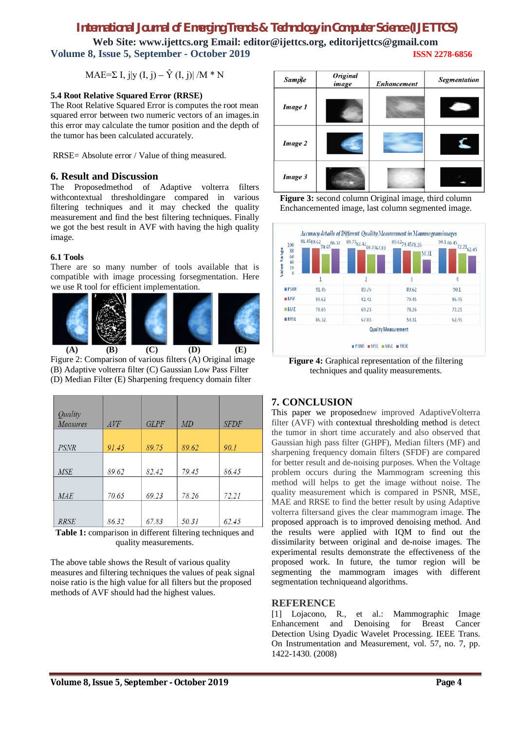$$MAE = \Sigma\ I,\ j|y\ (I,\ j) - \hat{Y}\ (I,\ j)|\ /M * N$$

### 5.4 Root Relative Squared Error (RRSE)

The Root Relative Squared Error is computes the root mean squared error between two numeric vectors of an images.in this error may calculate the tumor position and the depth of the tumor has been calculated accurately.

RRSE= Absolute error / Value of thing measured.

## 6. Result and Discussion

The Proposedmethod of Adaptive volterra filters withcontextual thresholdingare compared in various filtering techniques and it may checked the quality measurement and find the best filtering techniques. Finally we got the best result in AVF with having the high quality image.

### 6.1 Tools

There are so many number of tools available that is compatible with image processing forsegmentation. Here we use R tool for efficient implementation.

(A) (B) (C) (D) (E)

Figure 2: Comparison of various filters (A) Original image (B) Adaptive volterra filter (C) Gaussian Low Pass Filter (D) Median Filter (E) Sharpening frequency domain filter

| *Quality Measures* | *AVF* | *GLPF* | *MD* | *SFDF* |
|---|---|---|---|---|
| *PSNR* | *91.45* | *89.75* | *89.62* | *90.1* |
| *MSE* | *89.62* | *82.42* | *79.45* | *86.45* |
| *MAE* | *70.65* | *69.23* | *78.26* | *72.21* |
| *RRSE* | *86.32* | *67.83* | *50.31* | *62.45* |

**Table 1:** comparison in different filtering techniques and quality measurements.

The above table shows the Result of various quality measures and filtering techniques the values of peak signal noise ratio is the high value for all filters but the proposed methods of AVF should had the highest values.

| *Sample* | *Original image* | *Enhancement* | *Segmentation* |
|---|---|---|---|
| *Image 1* | | | |
| *Image 2* | | | |
| *Image 3* | | | |

**Figure 3:** second column Original image, third column Enchancemented image, last column segmented image.

*Accuracy details of Different Quality Measurement in Mammogram images*

| | 1 | 2 | 3 | 4 |
|---|---|---|---|---|
| PSNR | 91.45 | 89.75 | 89.62 | 90.1 |
| MSE | 89.62 | 82.42 | 79.45 | 86.45 |
| MAE | 70.65 | 69.23 | 78.26 | 72.21 |
| RRSE | 86.32 | 67.83 | 50.31 | 62.45 |

Quality Measurement

**Figure 4:** Graphical representation of the filtering techniques and quality measurements.

## 7. CONCLUSION

This paper we proposednew improved AdaptiveVolterra filter (AVF) with contextual thresholding method is detect the tumor in short time accurately and also observed that Gaussian high pass filter (GHPF), Median filters (MF) and sharpening frequency domain filters (SFDF) are compared for better result and de-noising purposes. When the Voltage problem occurs during the Mammogram screening this method will helps to get the image without noise. The quality measurement which is compared in PSNR, MSE, MAE and RRSE to find the better result by using Adaptive volterra filtersand gives the clear mammogram image. The proposed approach is to improved denoising method. And the results were applied with IQM to find out the dissimilarity between original and de-noise images. The experimental results demonstrate the effectiveness of the proposed work. In future, the tumor region will be segmenting the mammogram images with different segmentation techniqueand algorithms.

## REFERENCE

[1] Lojacono, R., et al.: Mammographic Image Enhancement and Denoising for Breast Cancer Detection Using Dyadic Wavelet Processing. IEEE Trans. On Instrumentation and Measurement, vol. 57, no. 7, pp. 1422-1430. (2008)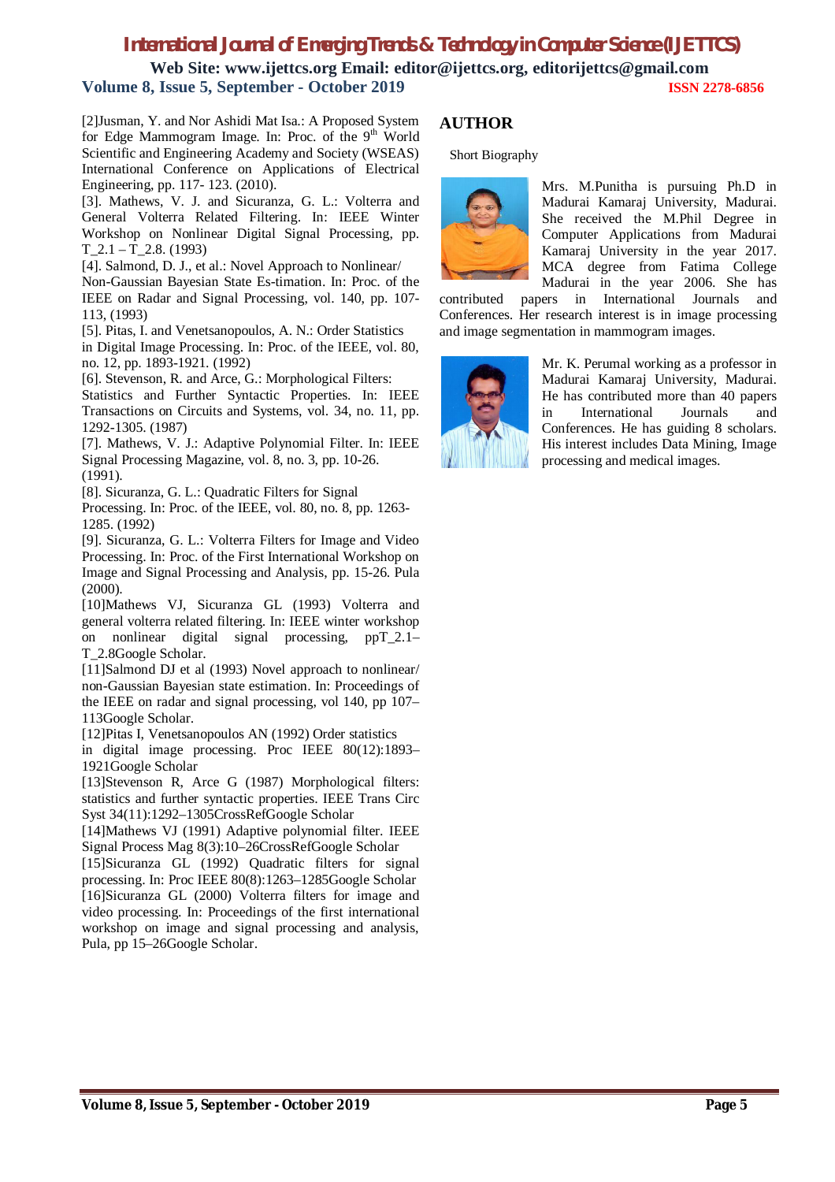[2]Jusman, Y. and Nor Ashidi Mat Isa.: A Proposed System for Edge Mammogram Image. In: Proc. of the 9th World Scientific and Engineering Academy and Society (WSEAS) International Conference on Applications of Electrical Engineering, pp. 117- 123. (2010).

[3]. Mathews, V. J. and Sicuranza, G. L.: Volterra and General Volterra Related Filtering. In: IEEE Winter Workshop on Nonlinear Digital Signal Processing, pp. T_2.1 – T_2.8. (1993)

[4]. Salmond, D. J., et al.: Novel Approach to Nonlinear/ Non-Gaussian Bayesian State Es-timation. In: Proc. of the IEEE on Radar and Signal Processing, vol. 140, pp. 107-113, (1993)

[5]. Pitas, I. and Venetsanopoulos, A. N.: Order Statistics in Digital Image Processing. In: Proc. of the IEEE, vol. 80, no. 12, pp. 1893-1921. (1992)

[6]. Stevenson, R. and Arce, G.: Morphological Filters: Statistics and Further Syntactic Properties. In: IEEE Transactions on Circuits and Systems, vol. 34, no. 11, pp. 1292-1305. (1987)

[7]. Mathews, V. J.: Adaptive Polynomial Filter. In: IEEE Signal Processing Magazine, vol. 8, no. 3, pp. 10-26. (1991).

[8]. Sicuranza, G. L.: Quadratic Filters for Signal Processing. In: Proc. of the IEEE, vol. 80, no. 8, pp. 1263-1285. (1992)

[9]. Sicuranza, G. L.: Volterra Filters for Image and Video Processing. In: Proc. of the First International Workshop on Image and Signal Processing and Analysis, pp. 15-26. Pula (2000).

[10]Mathews VJ, Sicuranza GL (1993) Volterra and general volterra related filtering. In: IEEE winter workshop on nonlinear digital signal processing, ppT_2.1–T_2.8Google Scholar.

[11]Salmond DJ et al (1993) Novel approach to nonlinear/ non-Gaussian Bayesian state estimation. In: Proceedings of the IEEE on radar and signal processing, vol 140, pp 107–113Google Scholar.

[12]Pitas I, Venetsanopoulos AN (1992) Order statistics in digital image processing. Proc IEEE 80(12):1893–1921Google Scholar

[13]Stevenson R, Arce G (1987) Morphological filters: statistics and further syntactic properties. IEEE Trans Circ Syst 34(11):1292–1305CrossRefGoogle Scholar

[14]Mathews VJ (1991) Adaptive polynomial filter. IEEE Signal Process Mag 8(3):10–26CrossRefGoogle Scholar

[15]Sicuranza GL (1992) Quadratic filters for signal processing. In: Proc IEEE 80(8):1263–1285Google Scholar

[16]Sicuranza GL (2000) Volterra filters for image and video processing. In: Proceedings of the first international workshop on image and signal processing and analysis, Pula, pp 15–26Google Scholar.

## AUTHOR

Short Biography

Mrs. M.Punitha is pursuing Ph.D in Madurai Kamaraj University, Madurai. She received the M.Phil Degree in Computer Applications from Madurai Kamaraj University in the year 2017. MCA degree from Fatima College Madurai in the year 2006. She has contributed papers in International Journals and Conferences. Her research interest is in image processing and image segmentation in mammogram images.

Mr. K. Perumal working as a professor in Madurai Kamaraj University, Madurai. He has contributed more than 40 papers in International Journals and Conferences. He has guiding 8 scholars. His interest includes Data Mining, Image processing and medical images.